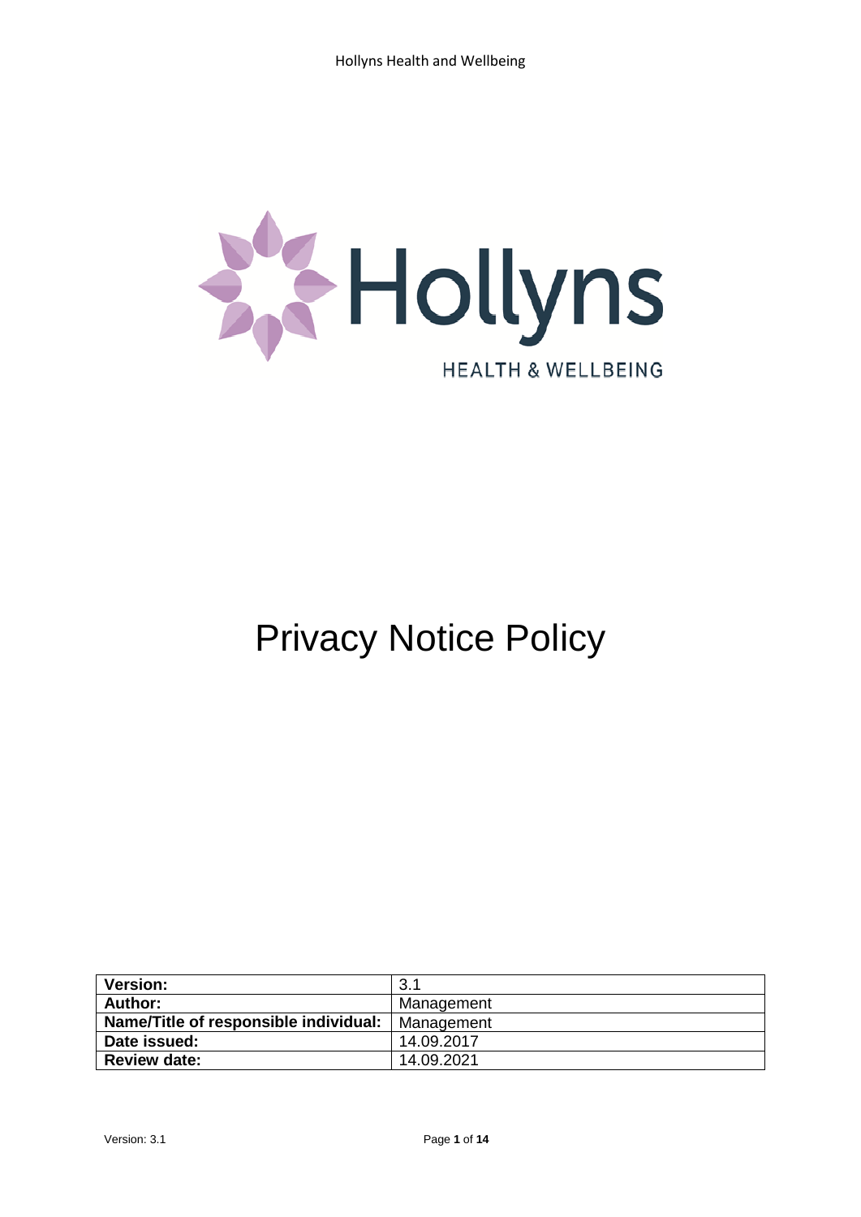Hollyns

HEALTH & WELLBEING

# Privacy Notice Policy

| Version: | 3.1 |
|---|---|
| Author: | Management |
| Name/Title of responsible individual: | Management |
| Date issued: | 14.09.2017 |
| Review date: | 14.09.2021 |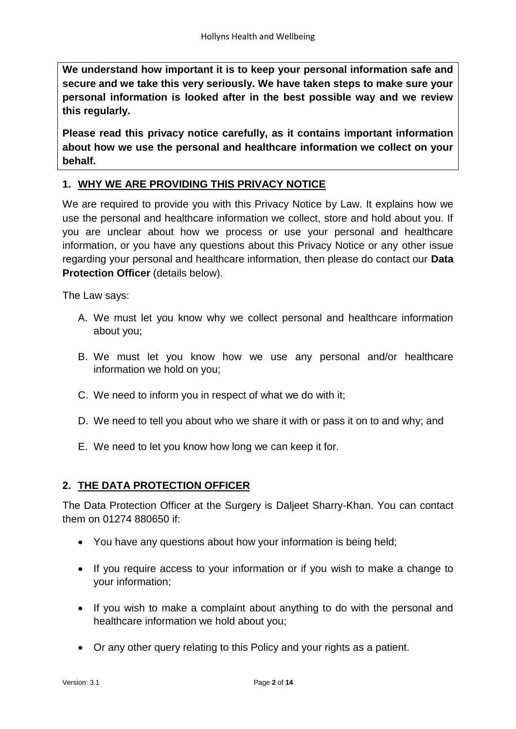**We understand how important it is to keep your personal information safe and secure and we take this very seriously. We have taken steps to make sure your personal information is looked after in the best possible way and we review this regularly.**

**Please read this privacy notice carefully, as it contains important information about how we use the personal and healthcare information we collect on your behalf.**

## 1. WHY WE ARE PROVIDING THIS PRIVACY NOTICE

We are required to provide you with this Privacy Notice by Law. It explains how we use the personal and healthcare information we collect, store and hold about you. If you are unclear about how we process or use your personal and healthcare information, or you have any questions about this Privacy Notice or any other issue regarding your personal and healthcare information, then please do contact our **Data Protection Officer** (details below).

The Law says:

A. We must let you know why we collect personal and healthcare information about you;

B. We must let you know how we use any personal and/or healthcare information we hold on you;

C. We need to inform you in respect of what we do with it;

D. We need to tell you about who we share it with or pass it on to and why; and

E. We need to let you know how long we can keep it for.

## 2. THE DATA PROTECTION OFFICER

The Data Protection Officer at the Surgery is Daljeet Sharry-Khan. You can contact them on 01274 880650 if:

- You have any questions about how your information is being held;
- If you require access to your information or if you wish to make a change to your information;
- If you wish to make a complaint about anything to do with the personal and healthcare information we hold about you;
- Or any other query relating to this Policy and your rights as a patient.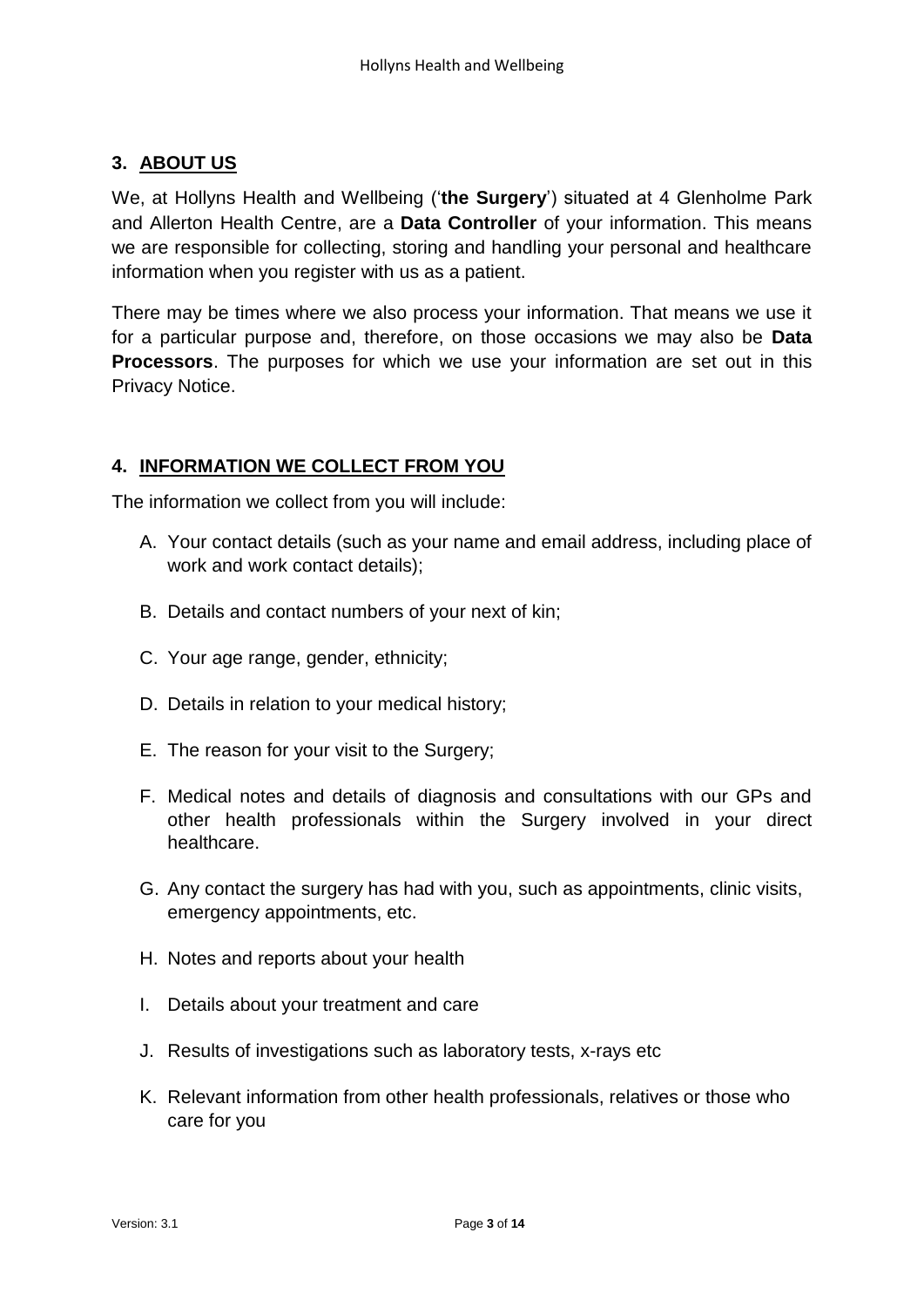## 3. ABOUT US

We, at Hollyns Health and Wellbeing ('**the Surgery**') situated at 4 Glenholme Park and Allerton Health Centre, are a **Data Controller** of your information. This means we are responsible for collecting, storing and handling your personal and healthcare information when you register with us as a patient.

There may be times where we also process your information. That means we use it for a particular purpose and, therefore, on those occasions we may also be **Data Processors**. The purposes for which we use your information are set out in this Privacy Notice.

## 4. INFORMATION WE COLLECT FROM YOU

The information we collect from you will include:

A. Your contact details (such as your name and email address, including place of work and work contact details);

B. Details and contact numbers of your next of kin;

C. Your age range, gender, ethnicity;

D. Details in relation to your medical history;

E. The reason for your visit to the Surgery;

F. Medical notes and details of diagnosis and consultations with our GPs and other health professionals within the Surgery involved in your direct healthcare.

G. Any contact the surgery has had with you, such as appointments, clinic visits, emergency appointments, etc.

H. Notes and reports about your health

I. Details about your treatment and care

J. Results of investigations such as laboratory tests, x-rays etc

K. Relevant information from other health professionals, relatives or those who care for you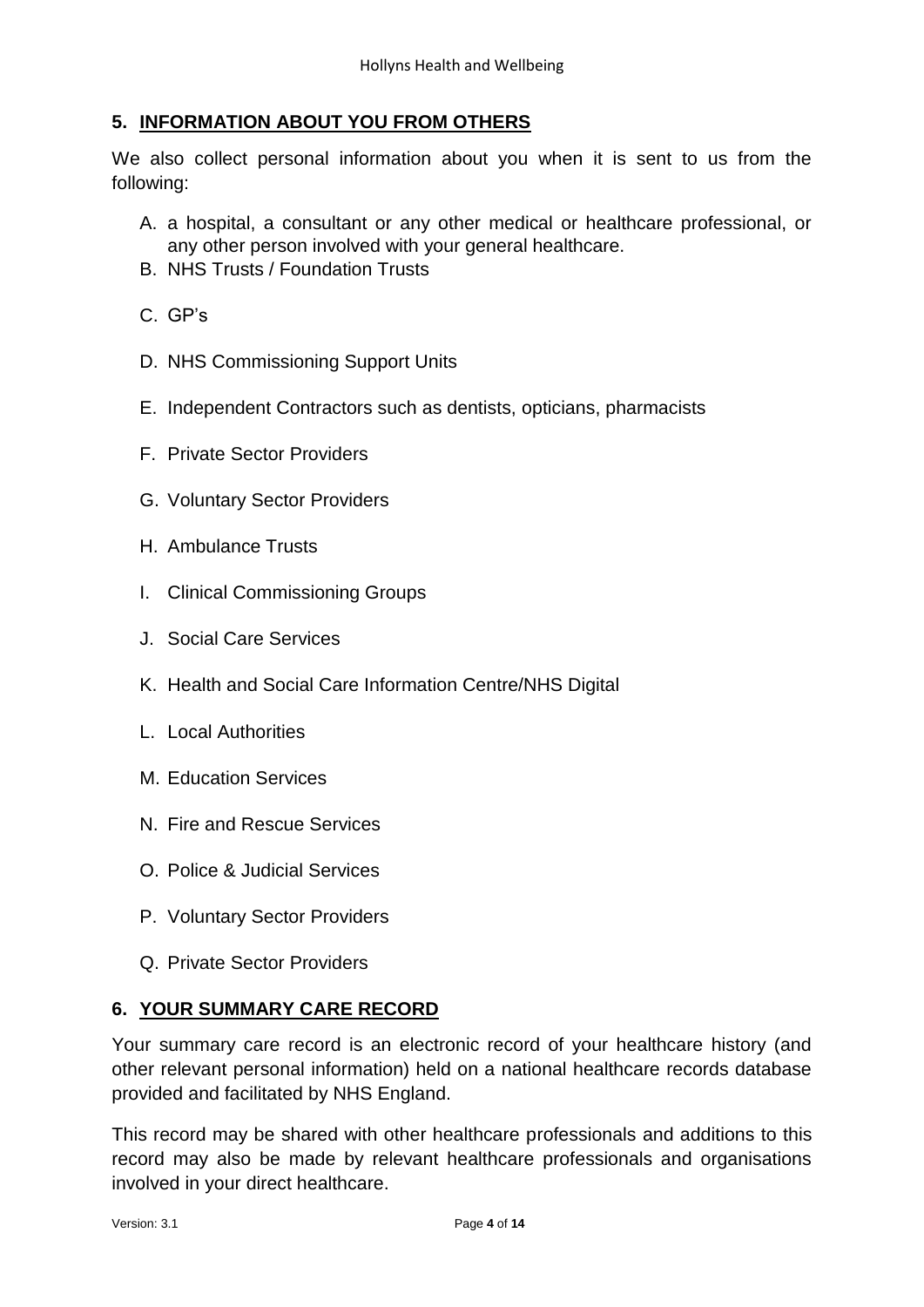## 5. INFORMATION ABOUT YOU FROM OTHERS

We also collect personal information about you when it is sent to us from the following:

A. a hospital, a consultant or any other medical or healthcare professional, or any other person involved with your general healthcare.
B. NHS Trusts / Foundation Trusts
C. GP's
D. NHS Commissioning Support Units
E. Independent Contractors such as dentists, opticians, pharmacists
F. Private Sector Providers
G. Voluntary Sector Providers
H. Ambulance Trusts
I. Clinical Commissioning Groups
J. Social Care Services
K. Health and Social Care Information Centre/NHS Digital
L. Local Authorities
M. Education Services
N. Fire and Rescue Services
O. Police & Judicial Services
P. Voluntary Sector Providers
Q. Private Sector Providers

## 6. YOUR SUMMARY CARE RECORD

Your summary care record is an electronic record of your healthcare history (and other relevant personal information) held on a national healthcare records database provided and facilitated by NHS England.

This record may be shared with other healthcare professionals and additions to this record may also be made by relevant healthcare professionals and organisations involved in your direct healthcare.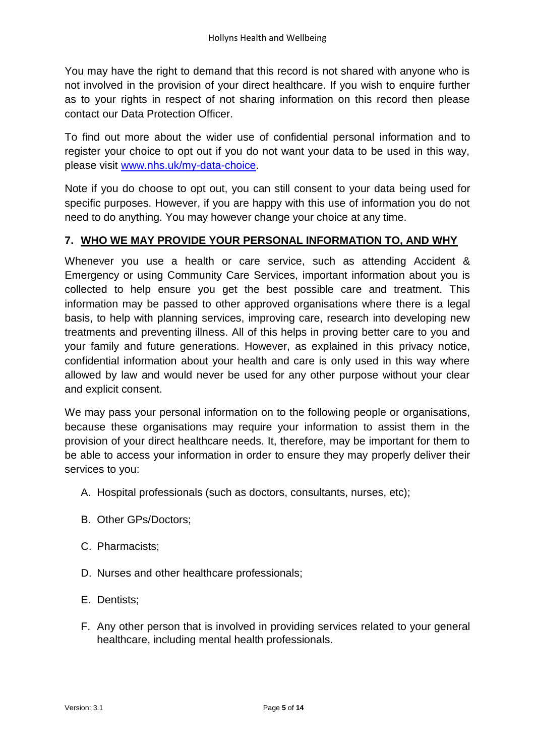You may have the right to demand that this record is not shared with anyone who is not involved in the provision of your direct healthcare. If you wish to enquire further as to your rights in respect of not sharing information on this record then please contact our Data Protection Officer.

To find out more about the wider use of confidential personal information and to register your choice to opt out if you do not want your data to be used in this way, please visit [www.nhs.uk/my-data-choice](http://www.nhs.uk/my-data-choice).

Note if you do choose to opt out, you can still consent to your data being used for specific purposes. However, if you are happy with this use of information you do not need to do anything. You may however change your choice at any time.

## 7. WHO WE MAY PROVIDE YOUR PERSONAL INFORMATION TO, AND WHY

Whenever you use a health or care service, such as attending Accident & Emergency or using Community Care Services, important information about you is collected to help ensure you get the best possible care and treatment. This information may be passed to other approved organisations where there is a legal basis, to help with planning services, improving care, research into developing new treatments and preventing illness. All of this helps in proving better care to you and your family and future generations. However, as explained in this privacy notice, confidential information about your health and care is only used in this way where allowed by law and would never be used for any other purpose without your clear and explicit consent.

We may pass your personal information on to the following people or organisations, because these organisations may require your information to assist them in the provision of your direct healthcare needs. It, therefore, may be important for them to be able to access your information in order to ensure they may properly deliver their services to you:

A. Hospital professionals (such as doctors, consultants, nurses, etc);

B. Other GPs/Doctors;

C. Pharmacists;

D. Nurses and other healthcare professionals;

E. Dentists;

F. Any other person that is involved in providing services related to your general healthcare, including mental health professionals.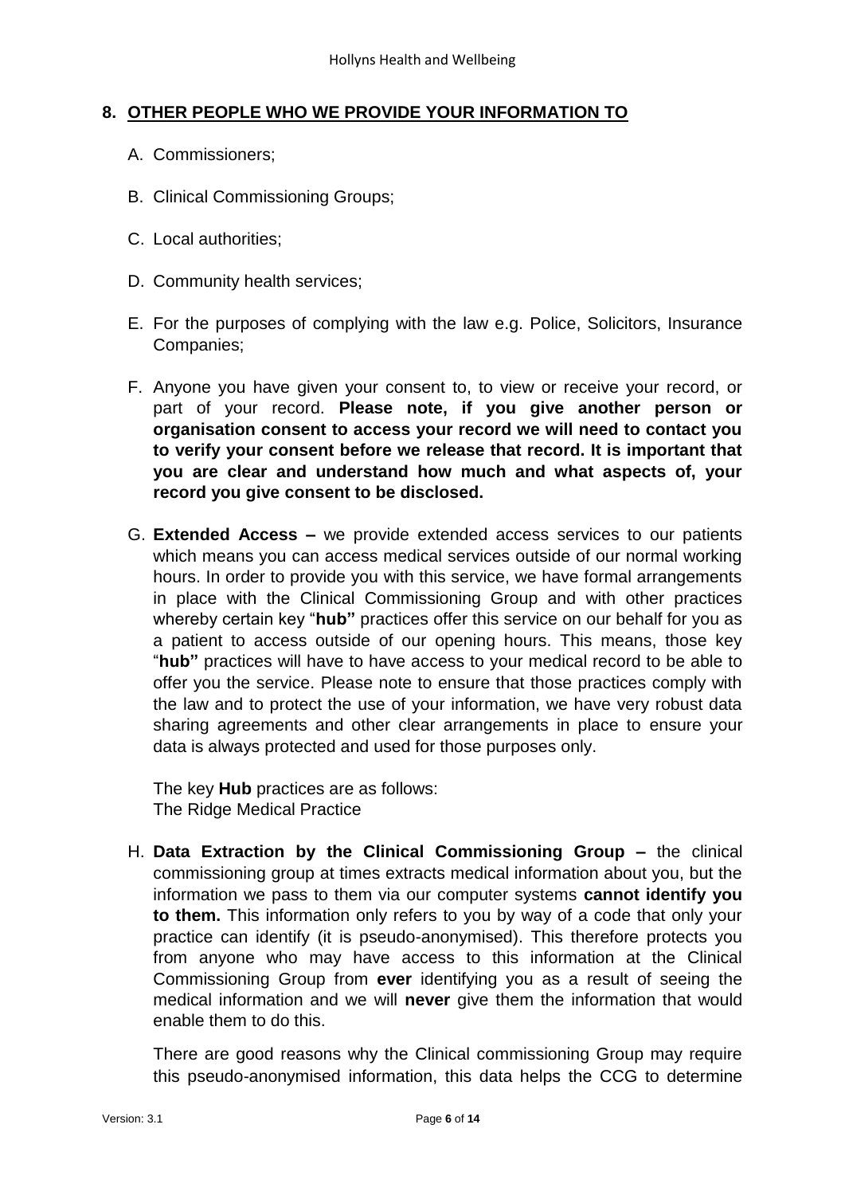## 8. OTHER PEOPLE WHO WE PROVIDE YOUR INFORMATION TO

A. Commissioners;

B. Clinical Commissioning Groups;

C. Local authorities;

D. Community health services;

E. For the purposes of complying with the law e.g. Police, Solicitors, Insurance Companies;

F. Anyone you have given your consent to, to view or receive your record, or part of your record. **Please note, if you give another person or organisation consent to access your record we will need to contact you to verify your consent before we release that record. It is important that you are clear and understand how much and what aspects of, your record you give consent to be disclosed.**

G. **Extended Access –** we provide extended access services to our patients which means you can access medical services outside of our normal working hours. In order to provide you with this service, we have formal arrangements in place with the Clinical Commissioning Group and with other practices whereby certain key "**hub"** practices offer this service on our behalf for you as a patient to access outside of our opening hours. This means, those key "**hub"** practices will have to have access to your medical record to be able to offer you the service. Please note to ensure that those practices comply with the law and to protect the use of your information, we have very robust data sharing agreements and other clear arrangements in place to ensure your data is always protected and used for those purposes only.

   The key **Hub** practices are as follows:
   The Ridge Medical Practice

H. **Data Extraction by the Clinical Commissioning Group –** the clinical commissioning group at times extracts medical information about you, but the information we pass to them via our computer systems **cannot identify you to them.** This information only refers to you by way of a code that only your practice can identify (it is pseudo-anonymised). This therefore protects you from anyone who may have access to this information at the Clinical Commissioning Group from **ever** identifying you as a result of seeing the medical information and we will **never** give them the information that would enable them to do this.

   There are good reasons why the Clinical commissioning Group may require this pseudo-anonymised information, this data helps the CCG to determine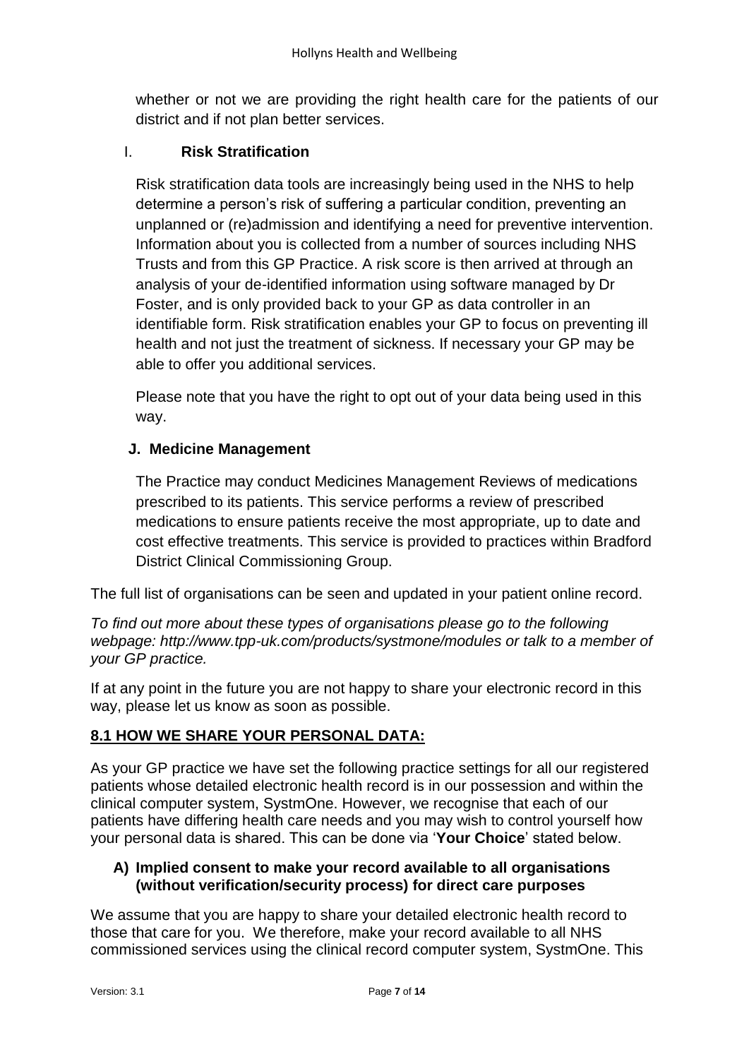whether or not we are providing the right health care for the patients of our district and if not plan better services.

### I. Risk Stratification

Risk stratification data tools are increasingly being used in the NHS to help determine a person's risk of suffering a particular condition, preventing an unplanned or (re)admission and identifying a need for preventive intervention. Information about you is collected from a number of sources including NHS Trusts and from this GP Practice. A risk score is then arrived at through an analysis of your de-identified information using software managed by Dr Foster, and is only provided back to your GP as data controller in an identifiable form. Risk stratification enables your GP to focus on preventing ill health and not just the treatment of sickness. If necessary your GP may be able to offer you additional services.

Please note that you have the right to opt out of your data being used in this way.

### J. Medicine Management

The Practice may conduct Medicines Management Reviews of medications prescribed to its patients. This service performs a review of prescribed medications to ensure patients receive the most appropriate, up to date and cost effective treatments. This service is provided to practices within Bradford District Clinical Commissioning Group.

The full list of organisations can be seen and updated in your patient online record.

*To find out more about these types of organisations please go to the following webpage: http://www.tpp-uk.com/products/systmone/modules or talk to a member of your GP practice.*

If at any point in the future you are not happy to share your electronic record in this way, please let us know as soon as possible.

## 8.1 HOW WE SHARE YOUR PERSONAL DATA:

As your GP practice we have set the following practice settings for all our registered patients whose detailed electronic health record is in our possession and within the clinical computer system, SystmOne. However, we recognise that each of our patients have differing health care needs and you may wish to control yourself how your personal data is shared. This can be done via '**Your Choice**' stated below.

### A) Implied consent to make your record available to all organisations (without verification/security process) for direct care purposes

We assume that you are happy to share your detailed electronic health record to those that care for you. We therefore, make your record available to all NHS commissioned services using the clinical record computer system, SystmOne. This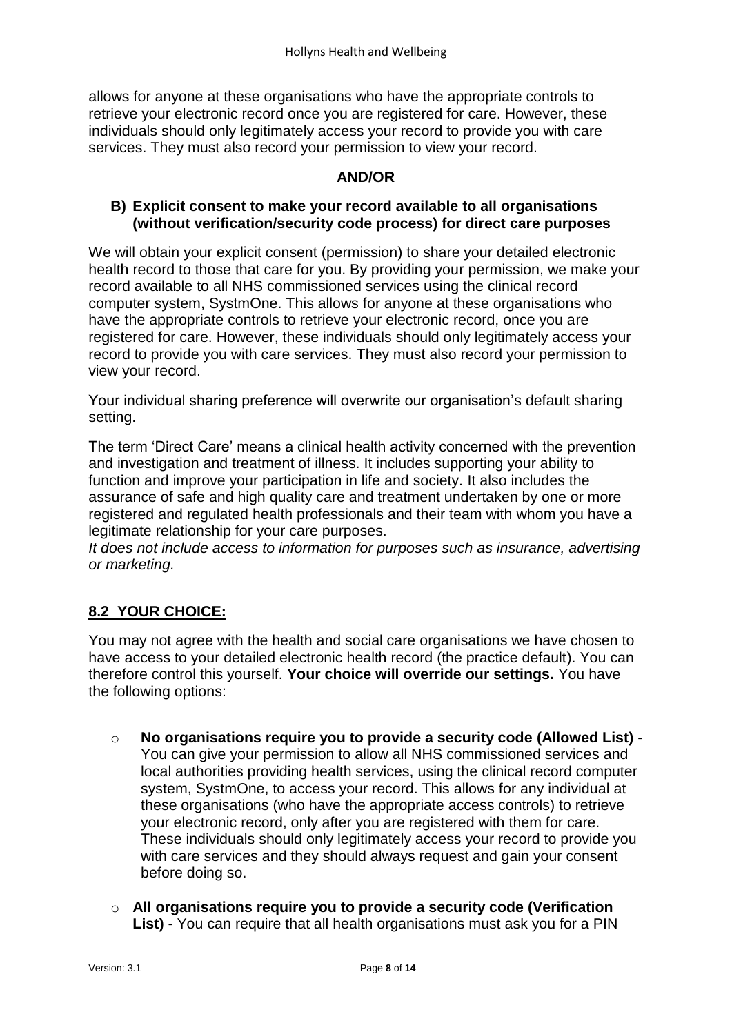allows for anyone at these organisations who have the appropriate controls to retrieve your electronic record once you are registered for care. However, these individuals should only legitimately access your record to provide you with care services. They must also record your permission to view your record.

**AND/OR**

**B) Explicit consent to make your record available to all organisations (without verification/security code process) for direct care purposes**

We will obtain your explicit consent (permission) to share your detailed electronic health record to those that care for you. By providing your permission, we make your record available to all NHS commissioned services using the clinical record computer system, SystmOne. This allows for anyone at these organisations who have the appropriate controls to retrieve your electronic record, once you are registered for care. However, these individuals should only legitimately access your record to provide you with care services. They must also record your permission to view your record.

Your individual sharing preference will overwrite our organisation's default sharing setting.

The term 'Direct Care' means a clinical health activity concerned with the prevention and investigation and treatment of illness. It includes supporting your ability to function and improve your participation in life and society. It also includes the assurance of safe and high quality care and treatment undertaken by one or more registered and regulated health professionals and their team with whom you have a legitimate relationship for your care purposes.
*It does not include access to information for purposes such as insurance, advertising or marketing.*

## 8.2 YOUR CHOICE:

You may not agree with the health and social care organisations we have chosen to have access to your detailed electronic health record (the practice default). You can therefore control this yourself. **Your choice will override our settings.** You have the following options:

- **No organisations require you to provide a security code (Allowed List)** - You can give your permission to allow all NHS commissioned services and local authorities providing health services, using the clinical record computer system, SystmOne, to access your record. This allows for any individual at these organisations (who have the appropriate access controls) to retrieve your electronic record, only after you are registered with them for care. These individuals should only legitimately access your record to provide you with care services and they should always request and gain your consent before doing so.

- **All organisations require you to provide a security code (Verification List)** - You can require that all health organisations must ask you for a PIN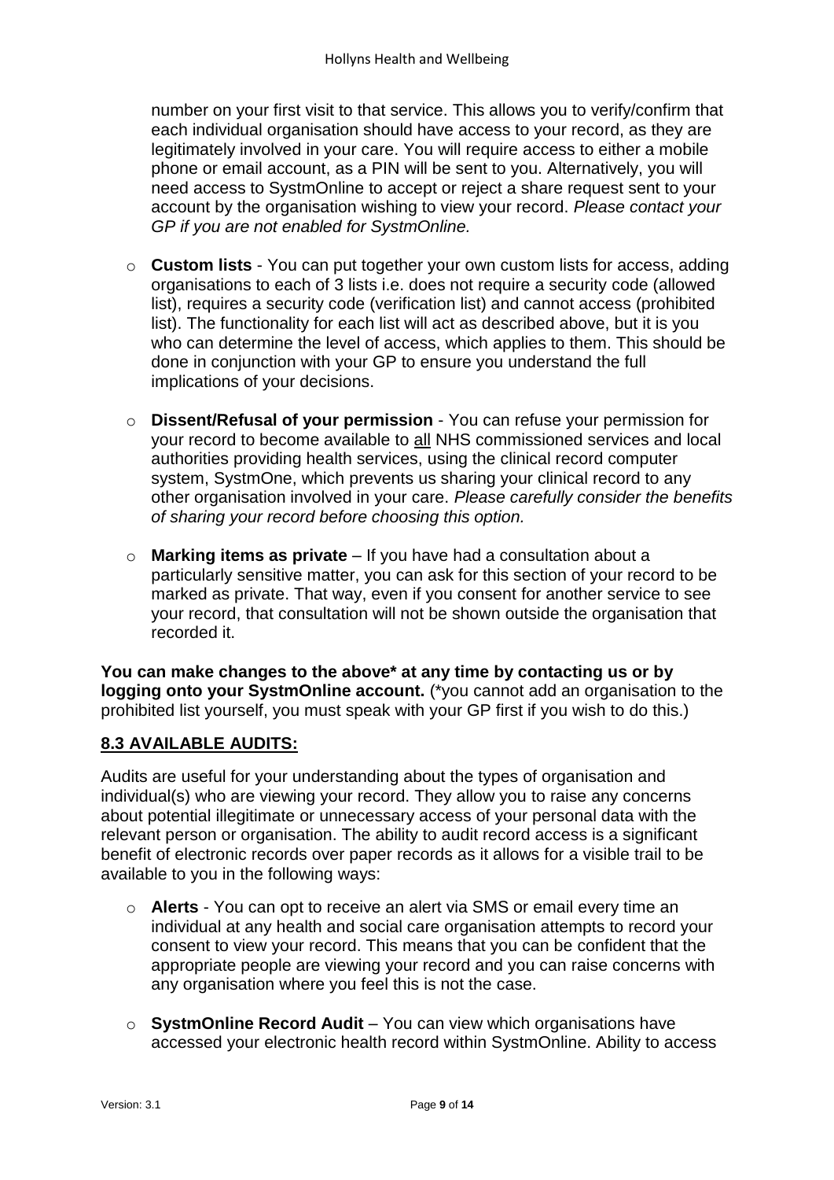number on your first visit to that service. This allows you to verify/confirm that each individual organisation should have access to your record, as they are legitimately involved in your care. You will require access to either a mobile phone or email account, as a PIN will be sent to you. Alternatively, you will need access to SystmOnline to accept or reject a share request sent to your account by the organisation wishing to view your record. *Please contact your GP if you are not enabled for SystmOnline.*

- **Custom lists** - You can put together your own custom lists for access, adding organisations to each of 3 lists i.e. does not require a security code (allowed list), requires a security code (verification list) and cannot access (prohibited list). The functionality for each list will act as described above, but it is you who can determine the level of access, which applies to them. This should be done in conjunction with your GP to ensure you understand the full implications of your decisions.
- **Dissent/Refusal of your permission** - You can refuse your permission for your record to become available to <u>all</u> NHS commissioned services and local authorities providing health services, using the clinical record computer system, SystmOne, which prevents us sharing your clinical record to any other organisation involved in your care. *Please carefully consider the benefits of sharing your record before choosing this option.*
- **Marking items as private** – If you have had a consultation about a particularly sensitive matter, you can ask for this section of your record to be marked as private. That way, even if you consent for another service to see your record, that consultation will not be shown outside the organisation that recorded it.

**You can make changes to the above* at any time by contacting us or by logging onto your SystmOnline account.** (*you cannot add an organisation to the prohibited list yourself, you must speak with your GP first if you wish to do this.)

## 8.3 AVAILABLE AUDITS:

Audits are useful for your understanding about the types of organisation and individual(s) who are viewing your record. They allow you to raise any concerns about potential illegitimate or unnecessary access of your personal data with the relevant person or organisation. The ability to audit record access is a significant benefit of electronic records over paper records as it allows for a visible trail to be available to you in the following ways:

- **Alerts** - You can opt to receive an alert via SMS or email every time an individual at any health and social care organisation attempts to record your consent to view your record. This means that you can be confident that the appropriate people are viewing your record and you can raise concerns with any organisation where you feel this is not the case.
- **SystmOnline Record Audit** – You can view which organisations have accessed your electronic health record within SystmOnline. Ability to access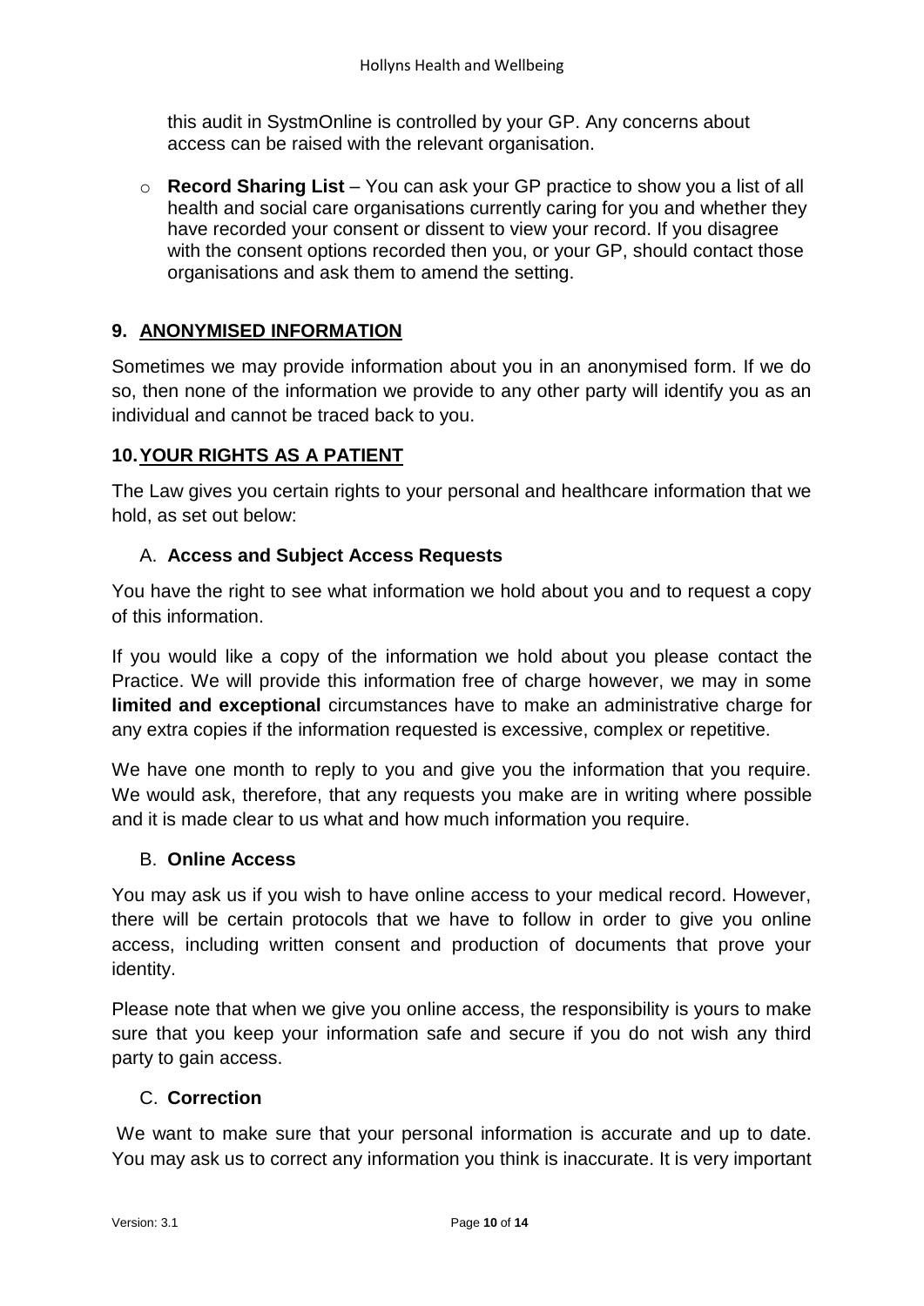this audit in SystmOnline is controlled by your GP. Any concerns about access can be raised with the relevant organisation.

- **Record Sharing List** – You can ask your GP practice to show you a list of all health and social care organisations currently caring for you and whether they have recorded your consent or dissent to view your record. If you disagree with the consent options recorded then you, or your GP, should contact those organisations and ask them to amend the setting.

## 9. ANONYMISED INFORMATION

Sometimes we may provide information about you in an anonymised form. If we do so, then none of the information we provide to any other party will identify you as an individual and cannot be traced back to you.

## 10. YOUR RIGHTS AS A PATIENT

The Law gives you certain rights to your personal and healthcare information that we hold, as set out below:

### A. Access and Subject Access Requests

You have the right to see what information we hold about you and to request a copy of this information.

If you would like a copy of the information we hold about you please contact the Practice. We will provide this information free of charge however, we may in some **limited and exceptional** circumstances have to make an administrative charge for any extra copies if the information requested is excessive, complex or repetitive.

We have one month to reply to you and give you the information that you require. We would ask, therefore, that any requests you make are in writing where possible and it is made clear to us what and how much information you require.

### B. Online Access

You may ask us if you wish to have online access to your medical record. However, there will be certain protocols that we have to follow in order to give you online access, including written consent and production of documents that prove your identity.

Please note that when we give you online access, the responsibility is yours to make sure that you keep your information safe and secure if you do not wish any third party to gain access.

### C. Correction

We want to make sure that your personal information is accurate and up to date. You may ask us to correct any information you think is inaccurate. It is very important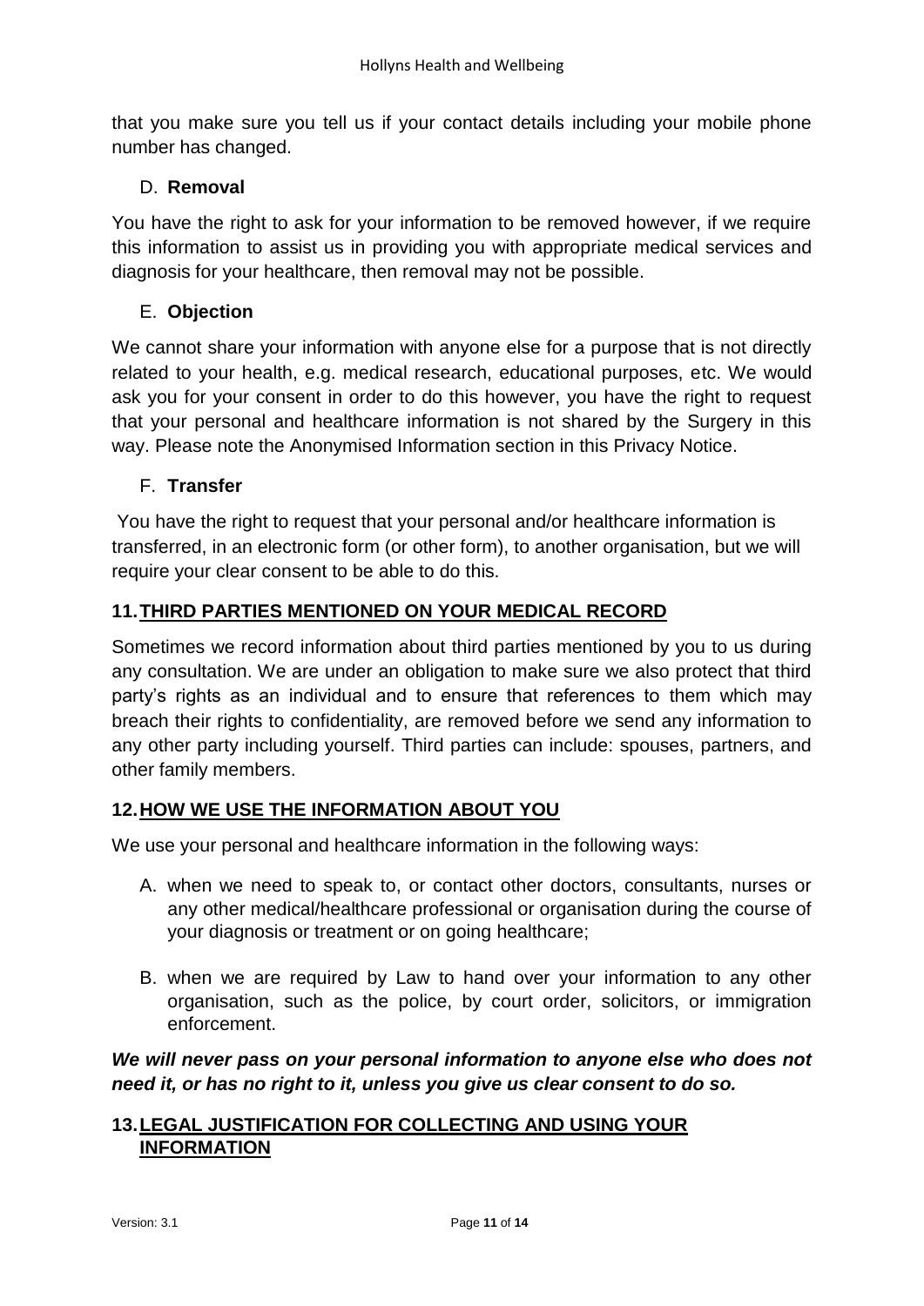that you make sure you tell us if your contact details including your mobile phone number has changed.

D. **Removal**

You have the right to ask for your information to be removed however, if we require this information to assist us in providing you with appropriate medical services and diagnosis for your healthcare, then removal may not be possible.

E. **Objection**

We cannot share your information with anyone else for a purpose that is not directly related to your health, e.g. medical research, educational purposes, etc. We would ask you for your consent in order to do this however, you have the right to request that your personal and healthcare information is not shared by the Surgery in this way. Please note the Anonymised Information section in this Privacy Notice.

F. **Transfer**

You have the right to request that your personal and/or healthcare information is transferred, in an electronic form (or other form), to another organisation, but we will require your clear consent to be able to do this.

## 11. THIRD PARTIES MENTIONED ON YOUR MEDICAL RECORD

Sometimes we record information about third parties mentioned by you to us during any consultation. We are under an obligation to make sure we also protect that third party's rights as an individual and to ensure that references to them which may breach their rights to confidentiality, are removed before we send any information to any other party including yourself. Third parties can include: spouses, partners, and other family members.

## 12. HOW WE USE THE INFORMATION ABOUT YOU

We use your personal and healthcare information in the following ways:

A. when we need to speak to, or contact other doctors, consultants, nurses or any other medical/healthcare professional or organisation during the course of your diagnosis or treatment or on going healthcare;

B. when we are required by Law to hand over your information to any other organisation, such as the police, by court order, solicitors, or immigration enforcement.

***We will never pass on your personal information to anyone else who does not need it, or has no right to it, unless you give us clear consent to do so.***

## 13. LEGAL JUSTIFICATION FOR COLLECTING AND USING YOUR INFORMATION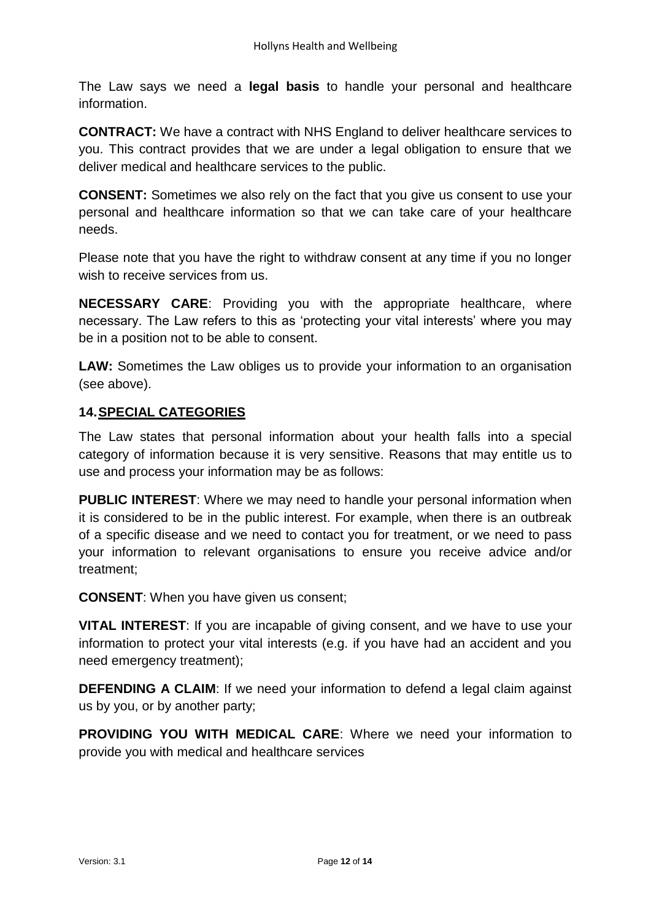The Law says we need a **legal basis** to handle your personal and healthcare information.

**CONTRACT:** We have a contract with NHS England to deliver healthcare services to you. This contract provides that we are under a legal obligation to ensure that we deliver medical and healthcare services to the public.

**CONSENT:** Sometimes we also rely on the fact that you give us consent to use your personal and healthcare information so that we can take care of your healthcare needs.

Please note that you have the right to withdraw consent at any time if you no longer wish to receive services from us.

**NECESSARY CARE**: Providing you with the appropriate healthcare, where necessary. The Law refers to this as 'protecting your vital interests' where you may be in a position not to be able to consent.

**LAW:** Sometimes the Law obliges us to provide your information to an organisation (see above).

## 14. SPECIAL CATEGORIES

The Law states that personal information about your health falls into a special category of information because it is very sensitive. Reasons that may entitle us to use and process your information may be as follows:

**PUBLIC INTEREST**: Where we may need to handle your personal information when it is considered to be in the public interest. For example, when there is an outbreak of a specific disease and we need to contact you for treatment, or we need to pass your information to relevant organisations to ensure you receive advice and/or treatment;

**CONSENT**: When you have given us consent;

**VITAL INTEREST**: If you are incapable of giving consent, and we have to use your information to protect your vital interests (e.g. if you have had an accident and you need emergency treatment);

**DEFENDING A CLAIM**: If we need your information to defend a legal claim against us by you, or by another party;

**PROVIDING YOU WITH MEDICAL CARE**: Where we need your information to provide you with medical and healthcare services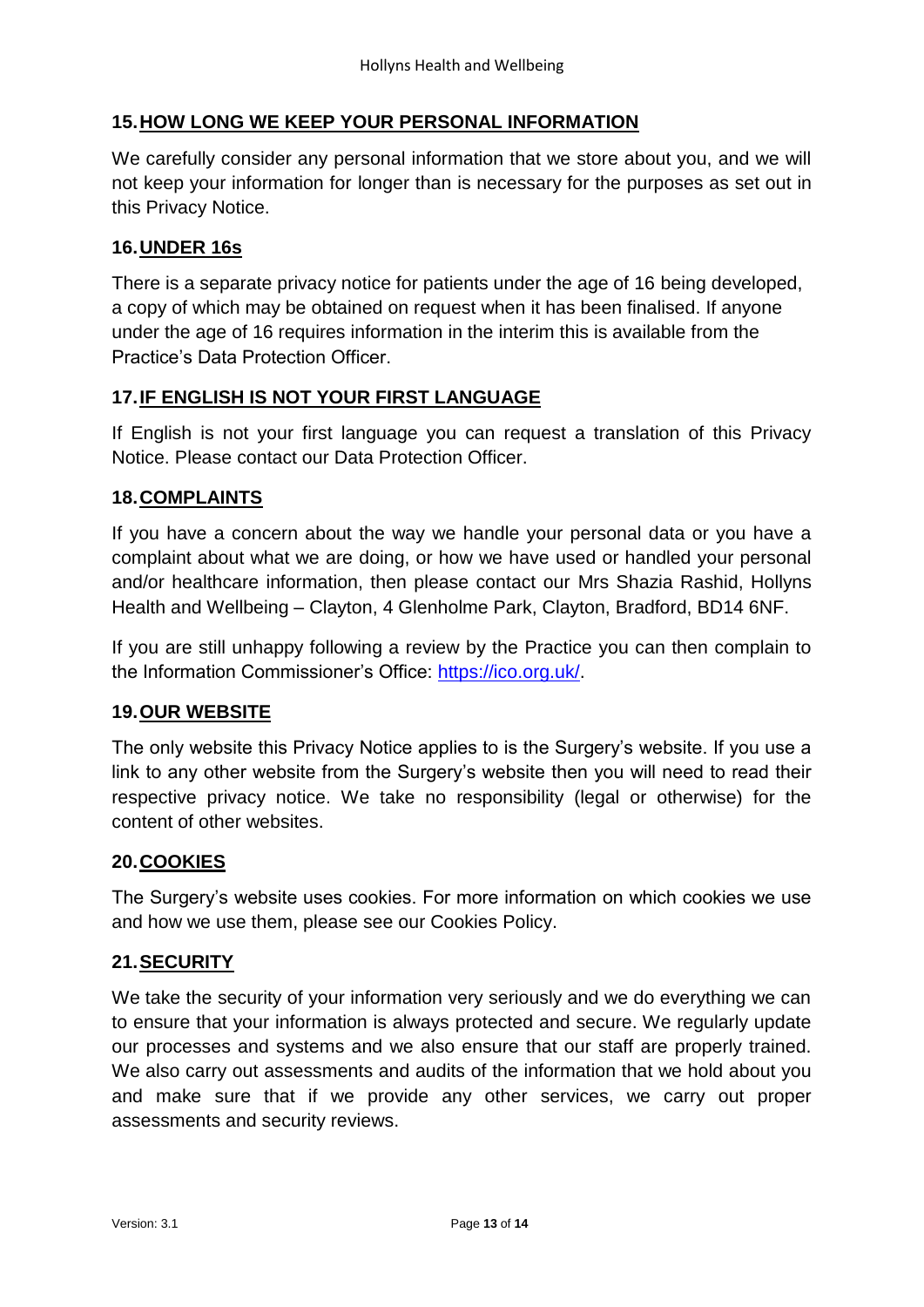## 15. HOW LONG WE KEEP YOUR PERSONAL INFORMATION

We carefully consider any personal information that we store about you, and we will not keep your information for longer than is necessary for the purposes as set out in this Privacy Notice.

## 16. UNDER 16s

There is a separate privacy notice for patients under the age of 16 being developed, a copy of which may be obtained on request when it has been finalised. If anyone under the age of 16 requires information in the interim this is available from the Practice's Data Protection Officer.

## 17. IF ENGLISH IS NOT YOUR FIRST LANGUAGE

If English is not your first language you can request a translation of this Privacy Notice. Please contact our Data Protection Officer.

## 18. COMPLAINTS

If you have a concern about the way we handle your personal data or you have a complaint about what we are doing, or how we have used or handled your personal and/or healthcare information, then please contact our Mrs Shazia Rashid, Hollyns Health and Wellbeing – Clayton, 4 Glenholme Park, Clayton, Bradford, BD14 6NF.

If you are still unhappy following a review by the Practice you can then complain to the Information Commissioner's Office: [https://ico.org.uk/](https://ico.org.uk/).

## 19. OUR WEBSITE

The only website this Privacy Notice applies to is the Surgery's website. If you use a link to any other website from the Surgery's website then you will need to read their respective privacy notice. We take no responsibility (legal or otherwise) for the content of other websites.

## 20. COOKIES

The Surgery's website uses cookies. For more information on which cookies we use and how we use them, please see our Cookies Policy.

## 21. SECURITY

We take the security of your information very seriously and we do everything we can to ensure that your information is always protected and secure. We regularly update our processes and systems and we also ensure that our staff are properly trained. We also carry out assessments and audits of the information that we hold about you and make sure that if we provide any other services, we carry out proper assessments and security reviews.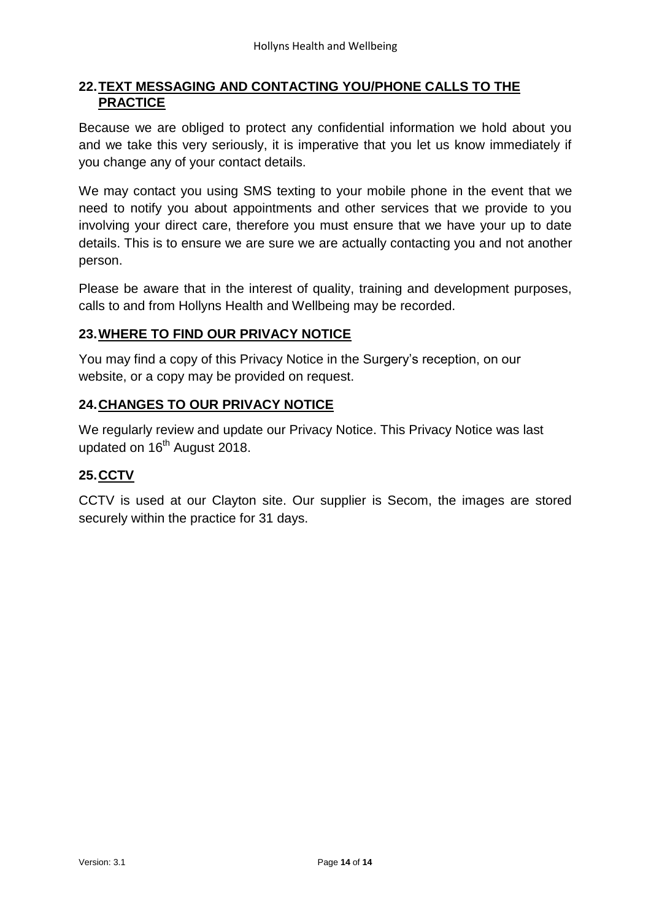## 22. TEXT MESSAGING AND CONTACTING YOU/PHONE CALLS TO THE PRACTICE

Because we are obliged to protect any confidential information we hold about you and we take this very seriously, it is imperative that you let us know immediately if you change any of your contact details.

We may contact you using SMS texting to your mobile phone in the event that we need to notify you about appointments and other services that we provide to you involving your direct care, therefore you must ensure that we have your up to date details. This is to ensure we are sure we are actually contacting you and not another person.

Please be aware that in the interest of quality, training and development purposes, calls to and from Hollyns Health and Wellbeing may be recorded.

## 23. WHERE TO FIND OUR PRIVACY NOTICE

You may find a copy of this Privacy Notice in the Surgery's reception, on our website, or a copy may be provided on request.

## 24. CHANGES TO OUR PRIVACY NOTICE

We regularly review and update our Privacy Notice. This Privacy Notice was last updated on 16th August 2018.

## 25. CCTV

CCTV is used at our Clayton site. Our supplier is Secom, the images are stored securely within the practice for 31 days.